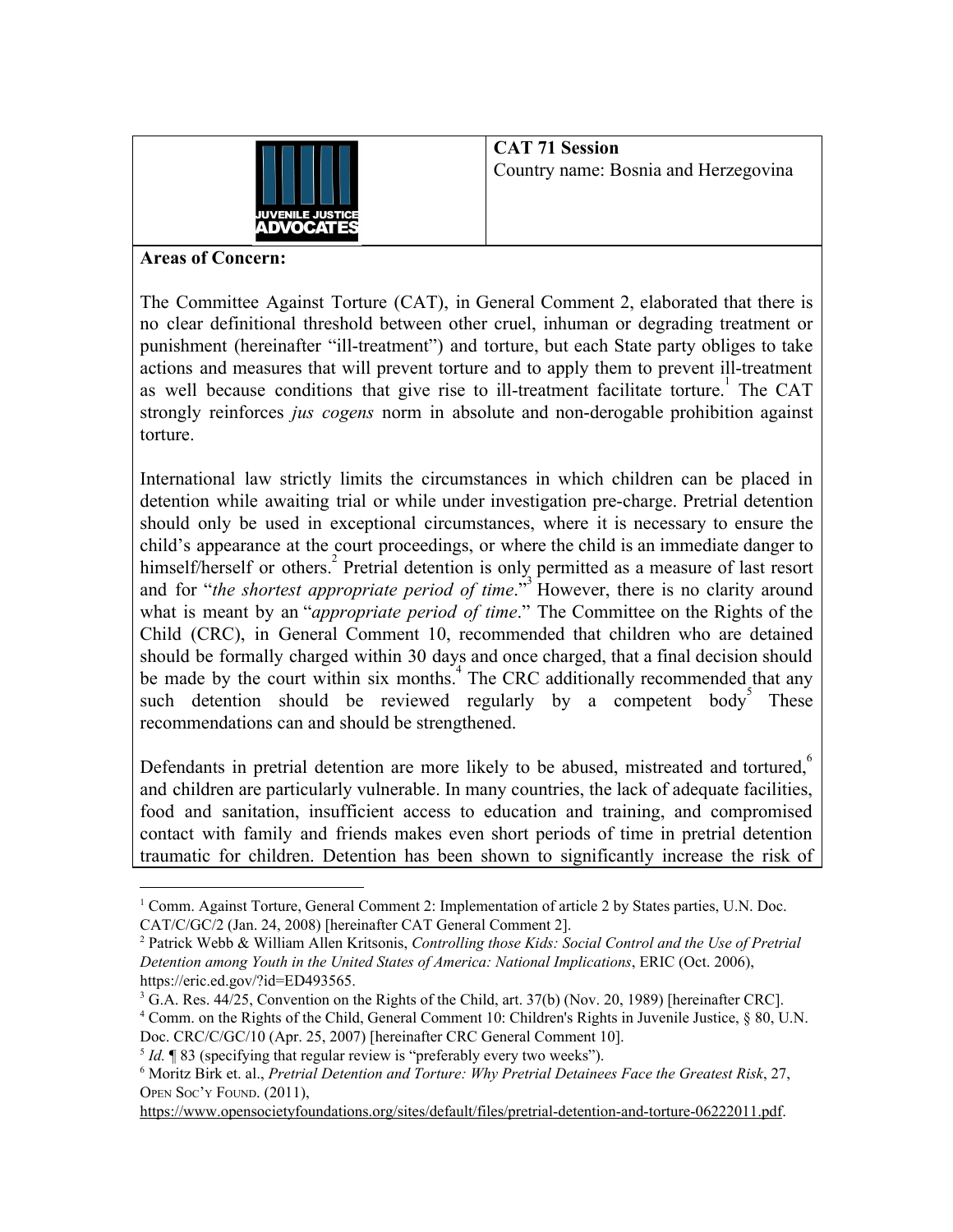**CAT 71 Session**
Country name: Bosnia and Herzegovina

**Areas of Concern:**

The Committee Against Torture (CAT), in General Comment 2, elaborated that there is no clear definitional threshold between other cruel, inhuman or degrading treatment or punishment (hereinafter "ill-treatment") and torture, but each State party obliges to take actions and measures that will prevent torture and to apply them to prevent ill-treatment as well because conditions that give rise to ill-treatment facilitate torture.[1] The CAT strongly reinforces *jus cogens* norm in absolute and non-derogable prohibition against torture.

International law strictly limits the circumstances in which children can be placed in detention while awaiting trial or while under investigation pre-charge. Pretrial detention should only be used in exceptional circumstances, where it is necessary to ensure the child's appearance at the court proceedings, or where the child is an immediate danger to himself/herself or others.[2] Pretrial detention is only permitted as a measure of last resort and for "*the shortest appropriate period of time*."[3] However, there is no clarity around what is meant by an "*appropriate period of time*." The Committee on the Rights of the Child (CRC), in General Comment 10, recommended that children who are detained should be formally charged within 30 days and once charged, that a final decision should be made by the court within six months.[4] The CRC additionally recommended that any such detention should be reviewed regularly by a competent body[5] These recommendations can and should be strengthened.

Defendants in pretrial detention are more likely to be abused, mistreated and tortured,[6] and children are particularly vulnerable. In many countries, the lack of adequate facilities, food and sanitation, insufficient access to education and training, and compromised contact with family and friends makes even short periods of time in pretrial detention traumatic for children. Detention has been shown to significantly increase the risk of

---

[1] Comm. Against Torture, General Comment 2: Implementation of article 2 by States parties, U.N. Doc. CAT/C/GC/2 (Jan. 24, 2008) [hereinafter CAT General Comment 2].

[2] Patrick Webb & William Allen Kritsonis, *Controlling those Kids: Social Control and the Use of Pretrial Detention among Youth in the United States of America: National Implications*, ERIC (Oct. 2006), https://eric.ed.gov/?id=ED493565.

[3] G.A. Res. 44/25, Convention on the Rights of the Child, art. 37(b) (Nov. 20, 1989) [hereinafter CRC].

[4] Comm. on the Rights of the Child, General Comment 10: Children's Rights in Juvenile Justice, § 80, U.N. Doc. CRC/C/GC/10 (Apr. 25, 2007) [hereinafter CRC General Comment 10].

[5] *Id.* ¶ 83 (specifying that regular review is "preferably every two weeks").

[6] Moritz Birk et. al., *Pretrial Detention and Torture: Why Pretrial Detainees Face the Greatest Risk*, 27, OPEN SOC'Y FOUND. (2011), https://www.opensocietyfoundations.org/sites/default/files/pretrial-detention-and-torture-06222011.pdf.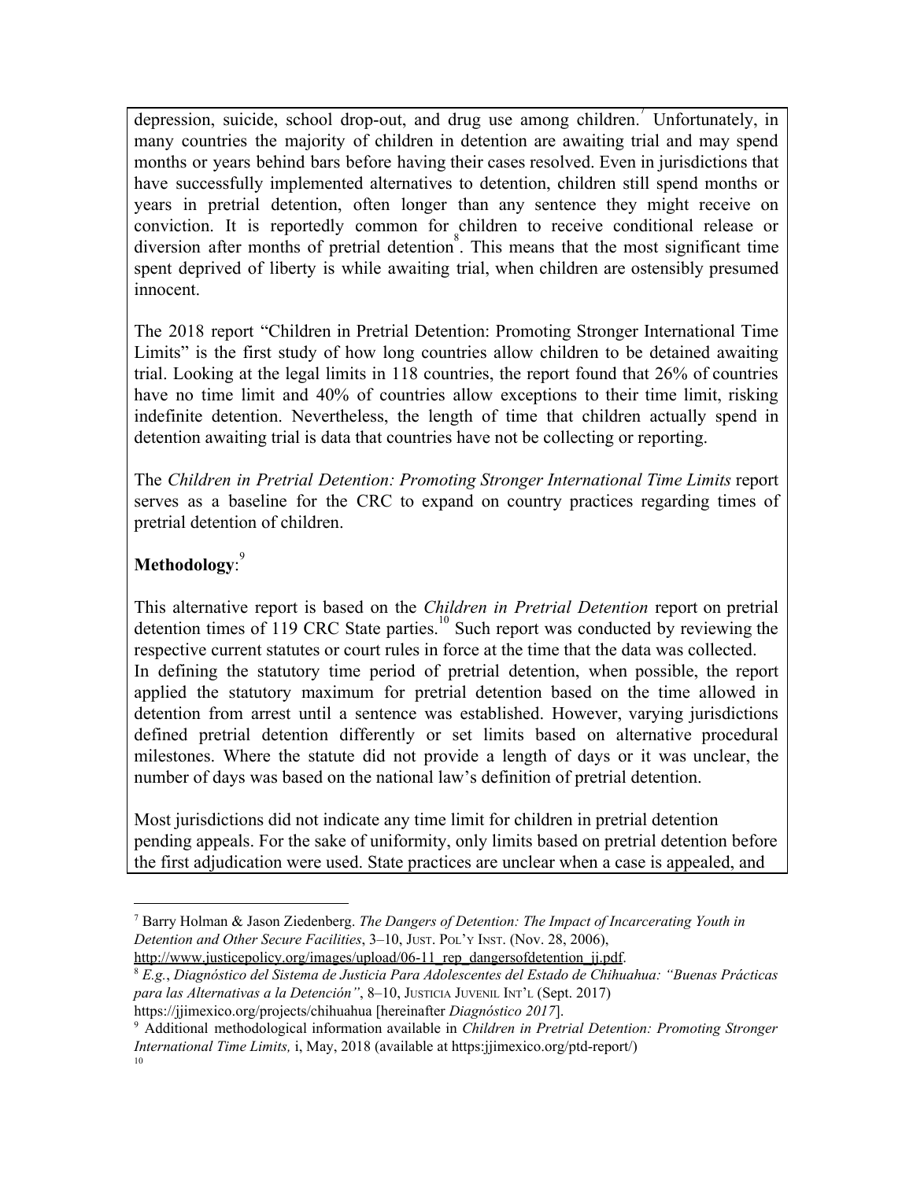depression, suicide, school drop-out, and drug use among children.[7] Unfortunately, in many countries the majority of children in detention are awaiting trial and may spend months or years behind bars before having their cases resolved. Even in jurisdictions that have successfully implemented alternatives to detention, children still spend months or years in pretrial detention, often longer than any sentence they might receive on conviction. It is reportedly common for children to receive conditional release or diversion after months of pretrial detention[8]. This means that the most significant time spent deprived of liberty is while awaiting trial, when children are ostensibly presumed innocent.

The 2018 report "Children in Pretrial Detention: Promoting Stronger International Time Limits" is the first study of how long countries allow children to be detained awaiting trial. Looking at the legal limits in 118 countries, the report found that 26% of countries have no time limit and 40% of countries allow exceptions to their time limit, risking indefinite detention. Nevertheless, the length of time that children actually spend in detention awaiting trial is data that countries have not be collecting or reporting.

The *Children in Pretrial Detention: Promoting Stronger International Time Limits* report serves as a baseline for the CRC to expand on country practices regarding times of pretrial detention of children.

**Methodology**:[9]

This alternative report is based on the *Children in Pretrial Detention* report on pretrial detention times of 119 CRC State parties.[10] Such report was conducted by reviewing the respective current statutes or court rules in force at the time that the data was collected.
In defining the statutory time period of pretrial detention, when possible, the report applied the statutory maximum for pretrial detention based on the time allowed in detention from arrest until a sentence was established. However, varying jurisdictions defined pretrial detention differently or set limits based on alternative procedural milestones. Where the statute did not provide a length of days or it was unclear, the number of days was based on the national law's definition of pretrial detention.

Most jurisdictions did not indicate any time limit for children in pretrial detention pending appeals. For the sake of uniformity, only limits based on pretrial detention before the first adjudication were used. State practices are unclear when a case is appealed, and

---

[7] Barry Holman & Jason Ziedenberg. *The Dangers of Detention: The Impact of Incarcerating Youth in Detention and Other Secure Facilities*, 3–10, JUST. POL'Y INST. (Nov. 28, 2006), http://www.justicepolicy.org/images/upload/06-11_rep_dangersofdetention_jj.pdf.

[8] *E.g.*, *Diagnóstico del Sistema de Justicia Para Adolescentes del Estado de Chihuahua: "Buenas Prácticas para las Alternativas a la Detención"*, 8–10, JUSTICIA JUVENIL INT'L (Sept. 2017) https://jjimexico.org/projects/chihuahua [hereinafter *Diagnóstico 2017*].

[9] Additional methodological information available in *Children in Pretrial Detention: Promoting Stronger International Time Limits,* i, May, 2018 (available at https:jjimexico.org/ptd-report/)

[10]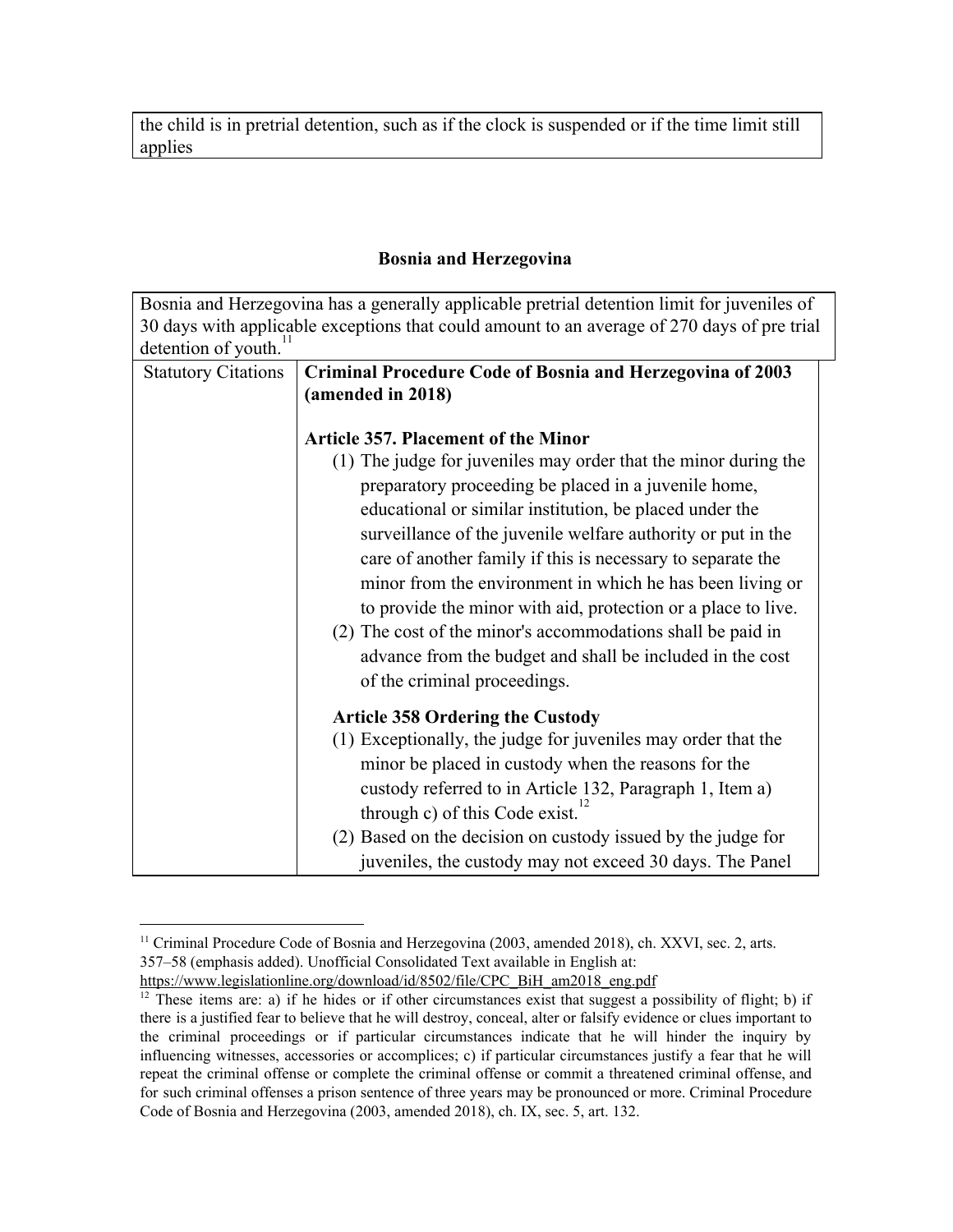| the child is in pretrial detention, such as if the clock is suspended or if the time limit still applies |
|---|

## Bosnia and Herzegovina

| Bosnia and Herzegovina has a generally applicable pretrial detention limit for juveniles of 30 days with applicable exceptions that could amount to an average of 270 days of pre trial detention of youth.[11] | |
|---|---|
| Statutory Citations | **Criminal Procedure Code of Bosnia and Herzegovina of 2003 (amended in 2018)**<br><br>**Article 357. Placement of the Minor**<br>(1) The judge for juveniles may order that the minor during the preparatory proceeding be placed in a juvenile home, educational or similar institution, be placed under the surveillance of the juvenile welfare authority or put in the care of another family if this is necessary to separate the minor from the environment in which he has been living or to provide the minor with aid, protection or a place to live.<br>(2) The cost of the minor's accommodations shall be paid in advance from the budget and shall be included in the cost of the criminal proceedings.<br><br>**Article 358 Ordering the Custody**<br>(1) Exceptionally, the judge for juveniles may order that the minor be placed in custody when the reasons for the custody referred to in Article 132, Paragraph 1, Item a) through c) of this Code exist.[12]<br>(2) Based on the decision on custody issued by the judge for juveniles, the custody may not exceed 30 days. The Panel |

[11] Criminal Procedure Code of Bosnia and Herzegovina (2003, amended 2018), ch. XXVI, sec. 2, arts. 357–58 (emphasis added). Unofficial Consolidated Text available in English at: https://www.legislationline.org/download/id/8502/file/CPC_BiH_am2018_eng.pdf

[12] These items are: a) if he hides or if other circumstances exist that suggest a possibility of flight; b) if there is a justified fear to believe that he will destroy, conceal, alter or falsify evidence or clues important to the criminal proceedings or if particular circumstances indicate that he will hinder the inquiry by influencing witnesses, accessories or accomplices; c) if particular circumstances justify a fear that he will repeat the criminal offense or complete the criminal offense or commit a threatened criminal offense, and for such criminal offenses a prison sentence of three years may be pronounced or more. Criminal Procedure Code of Bosnia and Herzegovina (2003, amended 2018), ch. IX, sec. 5, art. 132.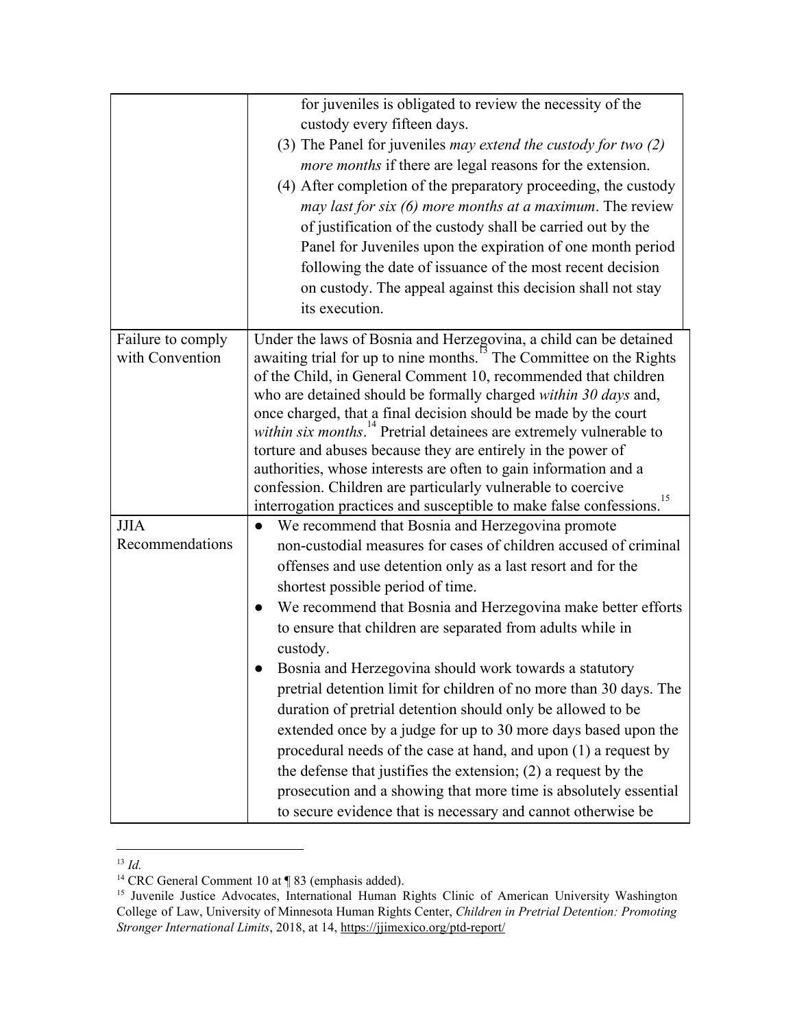| | |
|---|---|
| | for juveniles is obligated to review the necessity of the custody every fifteen days.<br>(3) The Panel for juveniles *may extend the custody for two (2) more months* if there are legal reasons for the extension.<br>(4) After completion of the preparatory proceeding, the custody *may last for six (6) more months at a maximum*. The review of justification of the custody shall be carried out by the Panel for Juveniles upon the expiration of one month period following the date of issuance of the most recent decision on custody. The appeal against this decision shall not stay its execution. |
| Failure to comply with Convention | Under the laws of Bosnia and Herzegovina, a child can be detained awaiting trial for up to nine months.[13] The Committee on the Rights of the Child, in General Comment 10, recommended that children who are detained should be formally charged *within 30 days* and, once charged, that a final decision should be made by the court *within six months*.[14] Pretrial detainees are extremely vulnerable to torture and abuses because they are entirely in the power of authorities, whose interests are often to gain information and a confession. Children are particularly vulnerable to coercive interrogation practices and susceptible to make false confessions.[15] |
| JJIA Recommendations | ● We recommend that Bosnia and Herzegovina promote non-custodial measures for cases of children accused of criminal offenses and use detention only as a last resort and for the shortest possible period of time.<br>● We recommend that Bosnia and Herzegovina make better efforts to ensure that children are separated from adults while in custody.<br>● Bosnia and Herzegovina should work towards a statutory pretrial detention limit for children of no more than 30 days. The duration of pretrial detention should only be allowed to be extended once by a judge for up to 30 more days based upon the procedural needs of the case at hand, and upon (1) a request by the defense that justifies the extension; (2) a request by the prosecution and a showing that more time is absolutely essential to secure evidence that is necessary and cannot otherwise be |

[13] *Id.*

[14] CRC General Comment 10 at ¶ 83 (emphasis added).

[15] Juvenile Justice Advocates, International Human Rights Clinic of American University Washington College of Law, University of Minnesota Human Rights Center, *Children in Pretrial Detention: Promoting Stronger International Limits*, 2018, at 14, https://jjimexico.org/ptd-report/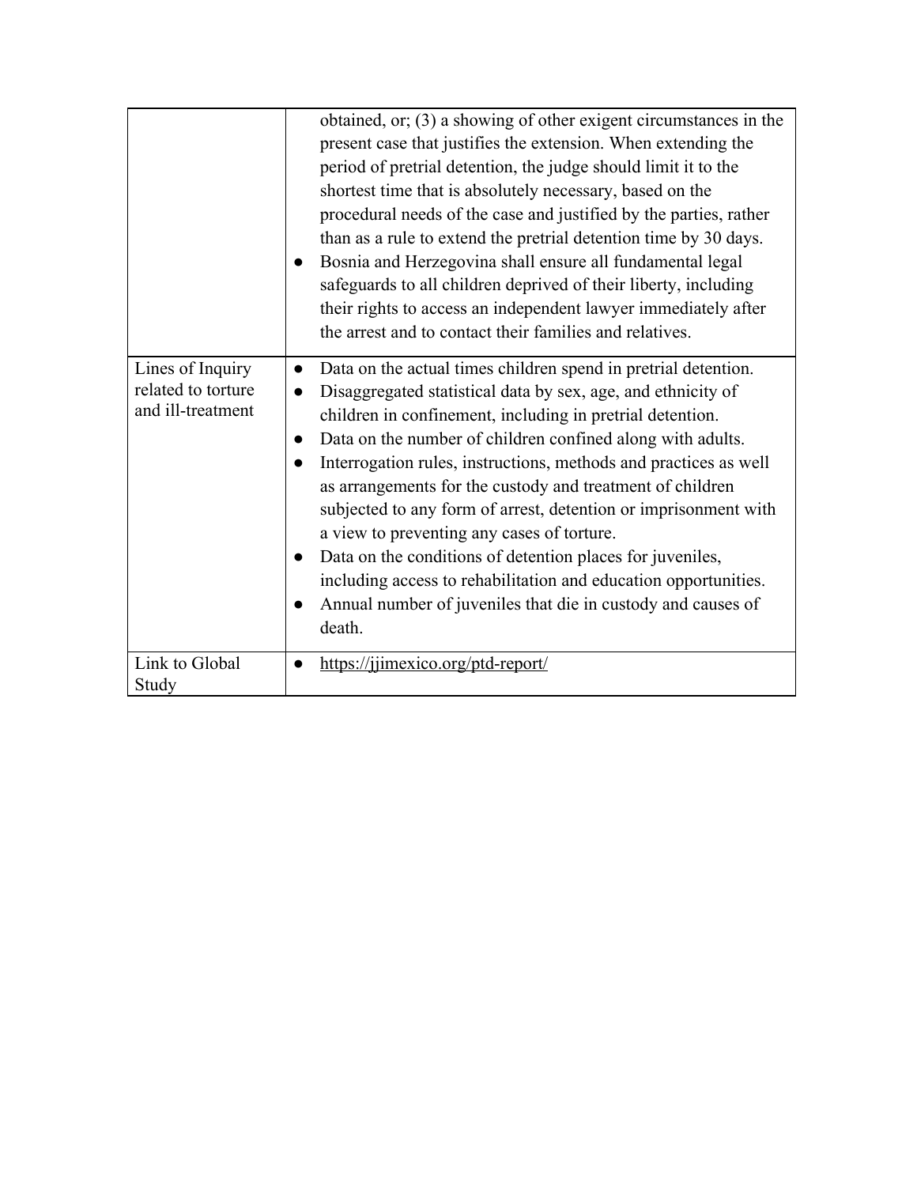| | |
|---|---|
| | obtained, or; (3) a showing of other exigent circumstances in the present case that justifies the extension. When extending the period of pretrial detention, the judge should limit it to the shortest time that is absolutely necessary, based on the procedural needs of the case and justified by the parties, rather than as a rule to extend the pretrial detention time by 30 days.<br>● Bosnia and Herzegovina shall ensure all fundamental legal safeguards to all children deprived of their liberty, including their rights to access an independent lawyer immediately after the arrest and to contact their families and relatives. |
| Lines of Inquiry related to torture and ill-treatment | ● Data on the actual times children spend in pretrial detention.<br>● Disaggregated statistical data by sex, age, and ethnicity of children in confinement, including in pretrial detention.<br>● Data on the number of children confined along with adults.<br>● Interrogation rules, instructions, methods and practices as well as arrangements for the custody and treatment of children subjected to any form of arrest, detention or imprisonment with a view to preventing any cases of torture.<br>● Data on the conditions of detention places for juveniles, including access to rehabilitation and education opportunities.<br>● Annual number of juveniles that die in custody and causes of death. |
| Link to Global Study | ● https://jjimexico.org/ptd-report/ |